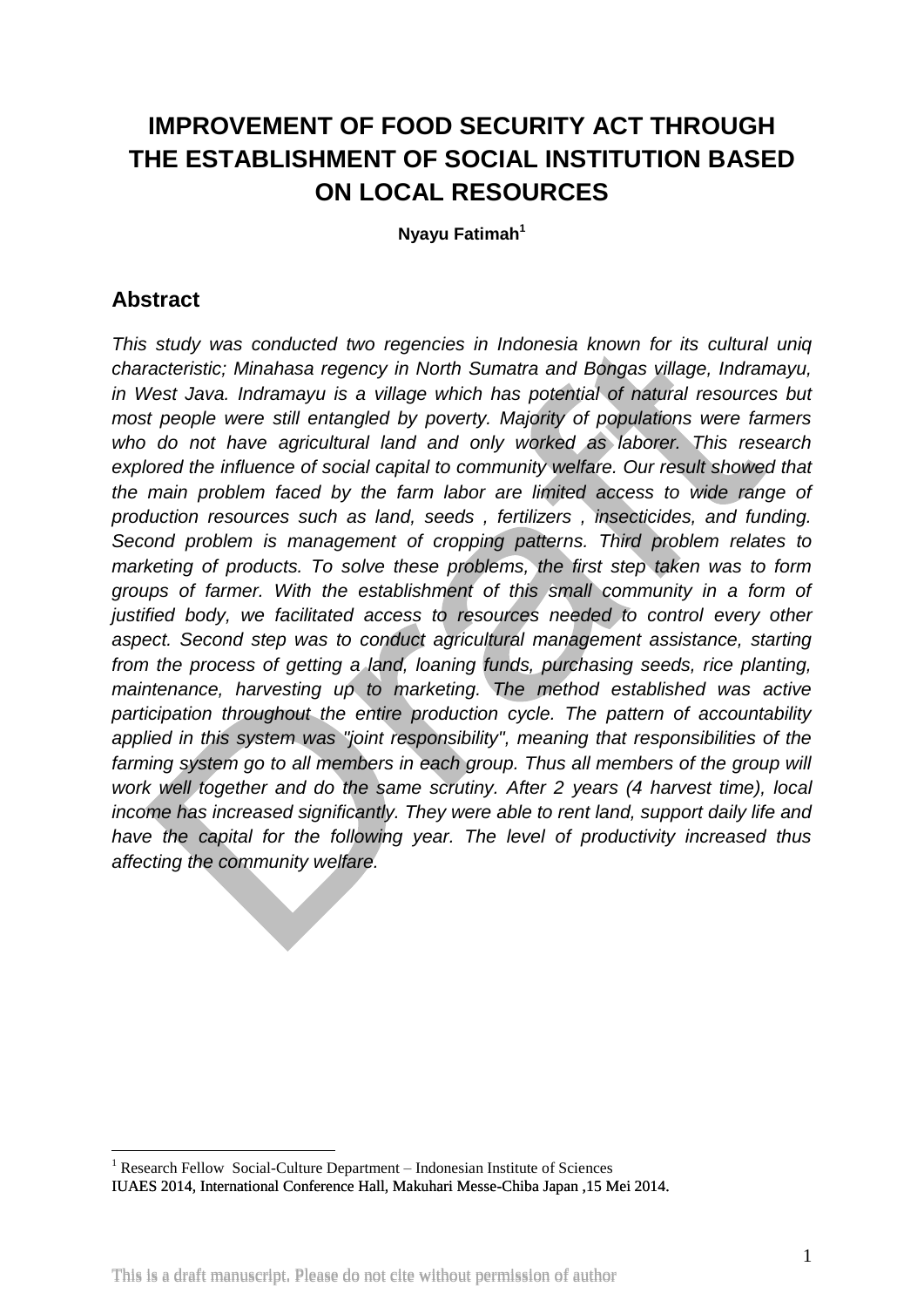# IMPROVEMENT OF FOOD SECURITY ACT THROUGH THE ESTABLISHMENT OF SOCIAL INSTITUTION BASED ON LOCAL RESOURCES

**Nyayu Fatimah[1]**

## Abstract

*This study was conducted two regencies in Indonesia known for its cultural uniq characteristic; Minahasa regency in North Sumatra and Bongas village, Indramayu, in West Java. Indramayu is a village which has potential of natural resources but most people were still entangled by poverty. Majority of populations were farmers who do not have agricultural land and only worked as laborer. This research explored the influence of social capital to community welfare. Our result showed that the main problem faced by the farm labor are limited access to wide range of production resources such as land, seeds , fertilizers , insecticides, and funding. Second problem is management of cropping patterns. Third problem relates to marketing of products. To solve these problems, the first step taken was to form groups of farmer. With the establishment of this small community in a form of justified body, we facilitated access to resources needed to control every other aspect. Second step was to conduct agricultural management assistance, starting from the process of getting a land, loaning funds, purchasing seeds, rice planting, maintenance, harvesting up to marketing. The method established was active participation throughout the entire production cycle. The pattern of accountability applied in this system was "joint responsibility", meaning that responsibilities of the farming system go to all members in each group. Thus all members of the group will work well together and do the same scrutiny. After 2 years (4 harvest time), local income has increased significantly. They were able to rent land, support daily life and have the capital for the following year. The level of productivity increased thus affecting the community welfare.*

---

[1] Research Fellow Social-Culture Department – Indonesian Institute of Sciences

IUAES 2014, International Conference Hall, Makuhari Messe-Chiba Japan ,15 Mei 2014.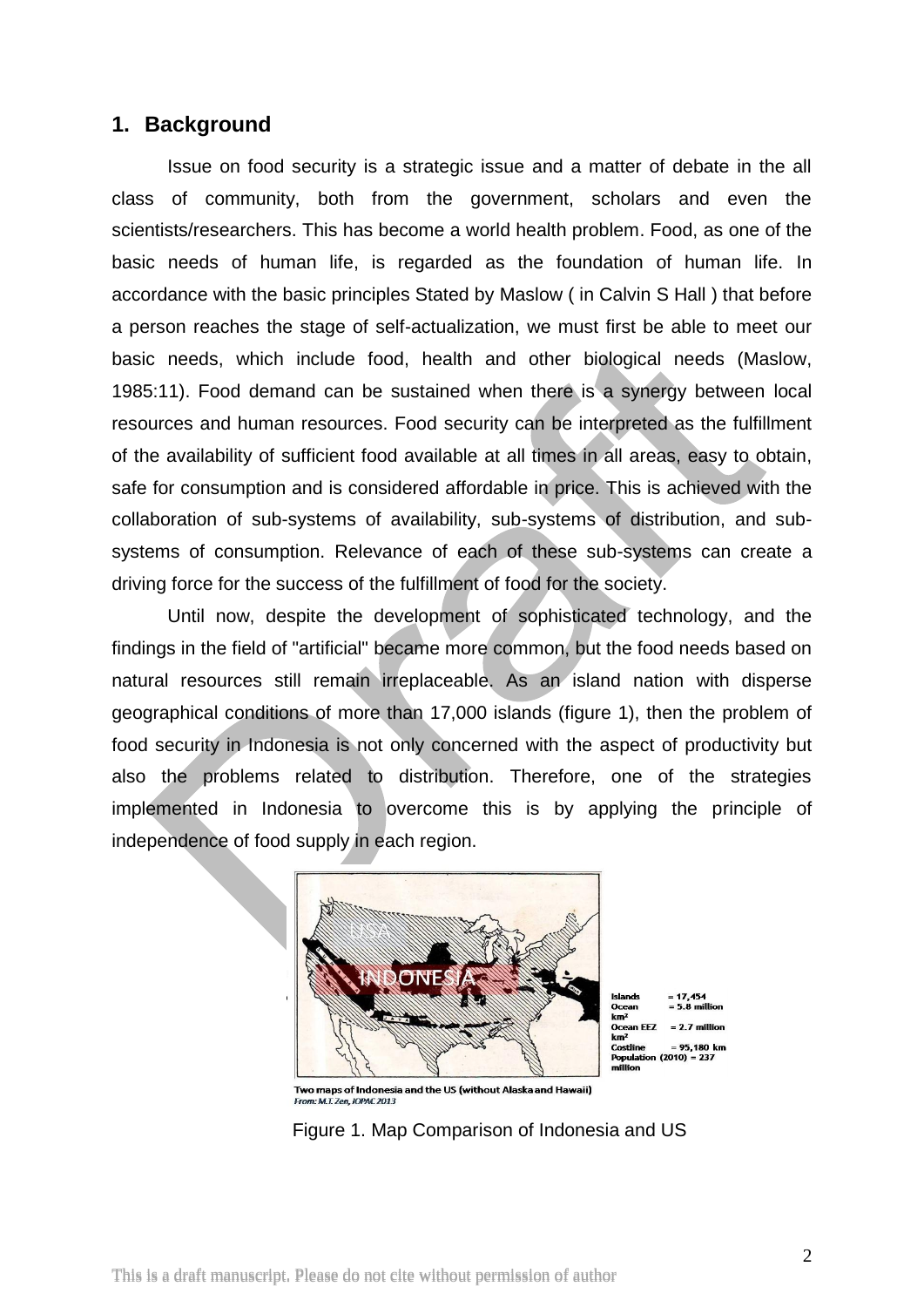## 1. Background

Issue on food security is a strategic issue and a matter of debate in the all class of community, both from the government, scholars and even the scientists/researchers. This has become a world health problem. Food, as one of the basic needs of human life, is regarded as the foundation of human life. In accordance with the basic principles Stated by Maslow ( in Calvin S Hall ) that before a person reaches the stage of self-actualization, we must first be able to meet our basic needs, which include food, health and other biological needs (Maslow, 1985:11). Food demand can be sustained when there is a synergy between local resources and human resources. Food security can be interpreted as the fulfillment of the availability of sufficient food available at all times in all areas, easy to obtain, safe for consumption and is considered affordable in price. This is achieved with the collaboration of sub-systems of availability, sub-systems of distribution, and sub-systems of consumption. Relevance of each of these sub-systems can create a driving force for the success of the fulfillment of food for the society.

Until now, despite the development of sophisticated technology, and the findings in the field of "artificial" became more common, but the food needs based on natural resources still remain irreplaceable. As an island nation with disperse geographical conditions of more than 17,000 islands (figure 1), then the problem of food security in Indonesia is not only concerned with the aspect of productivity but also the problems related to distribution. Therefore, one of the strategies implemented in Indonesia to overcome this is by applying the principle of independence of food supply in each region.

Islands = 17,454
Ocean = 5.8 million km²
Ocean EEZ = 2.7 million km²
Costline = 95,180 km
Population (2010) = 237 million

Two maps of Indonesia and the US (without Alaska and Hawaii)
*From: M.T. Zen, IOPAC 2013*

Figure 1. Map Comparison of Indonesia and US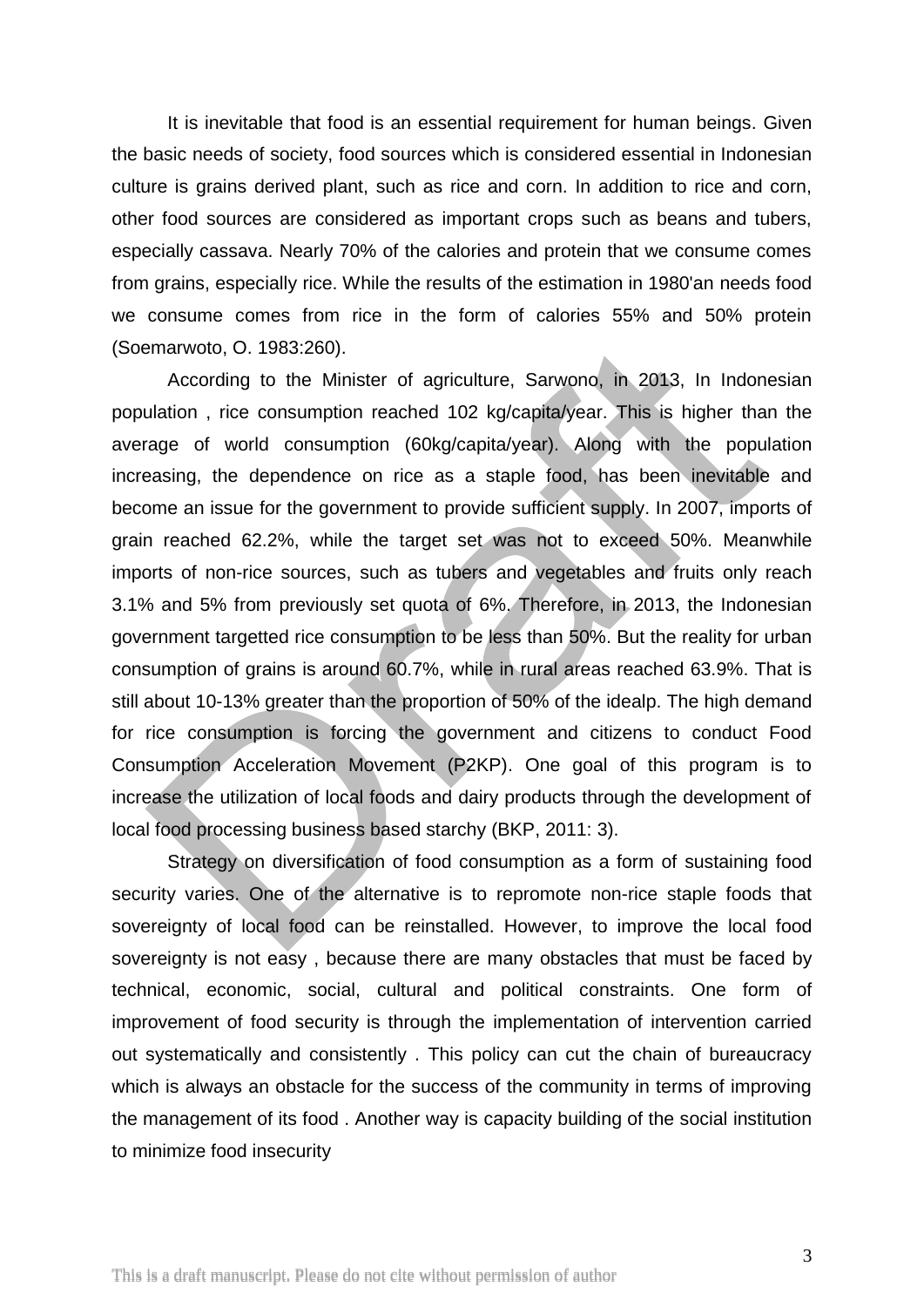It is inevitable that food is an essential requirement for human beings. Given the basic needs of society, food sources which is considered essential in Indonesian culture is grains derived plant, such as rice and corn. In addition to rice and corn, other food sources are considered as important crops such as beans and tubers, especially cassava. Nearly 70% of the calories and protein that we consume comes from grains, especially rice. While the results of the estimation in 1980'an needs food we consume comes from rice in the form of calories 55% and 50% protein (Soemarwoto, O. 1983:260).

According to the Minister of agriculture, Sarwono, in 2013, In Indonesian population , rice consumption reached 102 kg/capita/year. This is higher than the average of world consumption (60kg/capita/year). Along with the population increasing, the dependence on rice as a staple food, has been inevitable and become an issue for the government to provide sufficient supply. In 2007, imports of grain reached 62.2%, while the target set was not to exceed 50%. Meanwhile imports of non-rice sources, such as tubers and vegetables and fruits only reach 3.1% and 5% from previously set quota of 6%. Therefore, in 2013, the Indonesian government targetted rice consumption to be less than 50%. But the reality for urban consumption of grains is around 60.7%, while in rural areas reached 63.9%. That is still about 10-13% greater than the proportion of 50% of the idealp. The high demand for rice consumption is forcing the government and citizens to conduct Food Consumption Acceleration Movement (P2KP). One goal of this program is to increase the utilization of local foods and dairy products through the development of local food processing business based starchy (BKP, 2011: 3).

Strategy on diversification of food consumption as a form of sustaining food security varies. One of the alternative is to repromote non-rice staple foods that sovereignty of local food can be reinstalled. However, to improve the local food sovereignty is not easy , because there are many obstacles that must be faced by technical, economic, social, cultural and political constraints. One form of improvement of food security is through the implementation of intervention carried out systematically and consistently . This policy can cut the chain of bureaucracy which is always an obstacle for the success of the community in terms of improving the management of its food . Another way is capacity building of the social institution to minimize food insecurity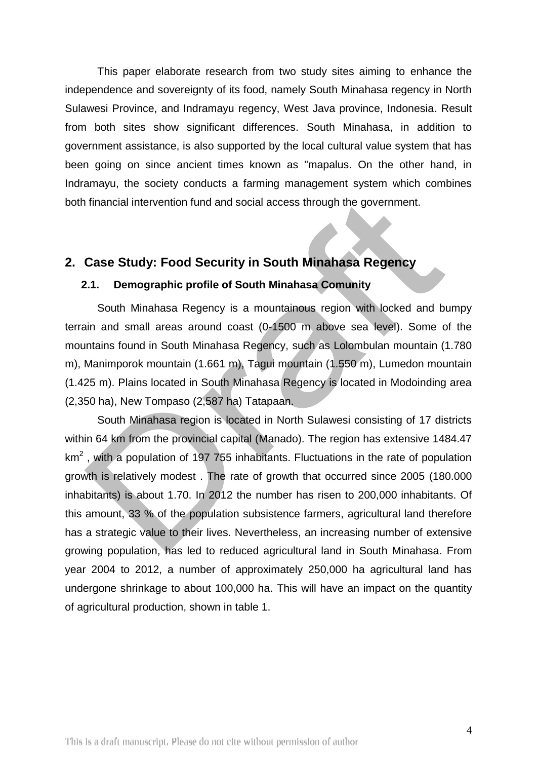This paper elaborate research from two study sites aiming to enhance the independence and sovereignty of its food, namely South Minahasa regency in North Sulawesi Province, and Indramayu regency, West Java province, Indonesia. Result from both sites show significant differences. South Minahasa, in addition to government assistance, is also supported by the local cultural value system that has been going on since ancient times known as "mapalus. On the other hand, in Indramayu, the society conducts a farming management system which combines both financial intervention fund and social access through the government.

## 2. Case Study: Food Security in South Minahasa Regency

### 2.1. Demographic profile of South Minahasa Comunity

South Minahasa Regency is a mountainous region with locked and bumpy terrain and small areas around coast (0-1500 m above sea level). Some of the mountains found in South Minahasa Regency, such as Lolombulan mountain (1.780 m), Manimporok mountain (1.661 m), Tagui mountain (1.550 m), Lumedon mountain (1.425 m). Plains located in South Minahasa Regency is located in Modoinding area (2,350 ha), New Tompaso (2,587 ha) Tatapaan.

South Minahasa region is located in North Sulawesi consisting of 17 districts within 64 km from the provincial capital (Manado). The region has extensive 1484.47 $km^2$ , with a population of 197 755 inhabitants. Fluctuations in the rate of population growth is relatively modest . The rate of growth that occurred since 2005 (180.000 inhabitants) is about 1.70. In 2012 the number has risen to 200,000 inhabitants. Of this amount, 33 % of the population subsistence farmers, agricultural land therefore has a strategic value to their lives. Nevertheless, an increasing number of extensive growing population, has led to reduced agricultural land in South Minahasa. From year 2004 to 2012, a number of approximately 250,000 ha agricultural land has undergone shrinkage to about 100,000 ha. This will have an impact on the quantity of agricultural production, shown in table 1.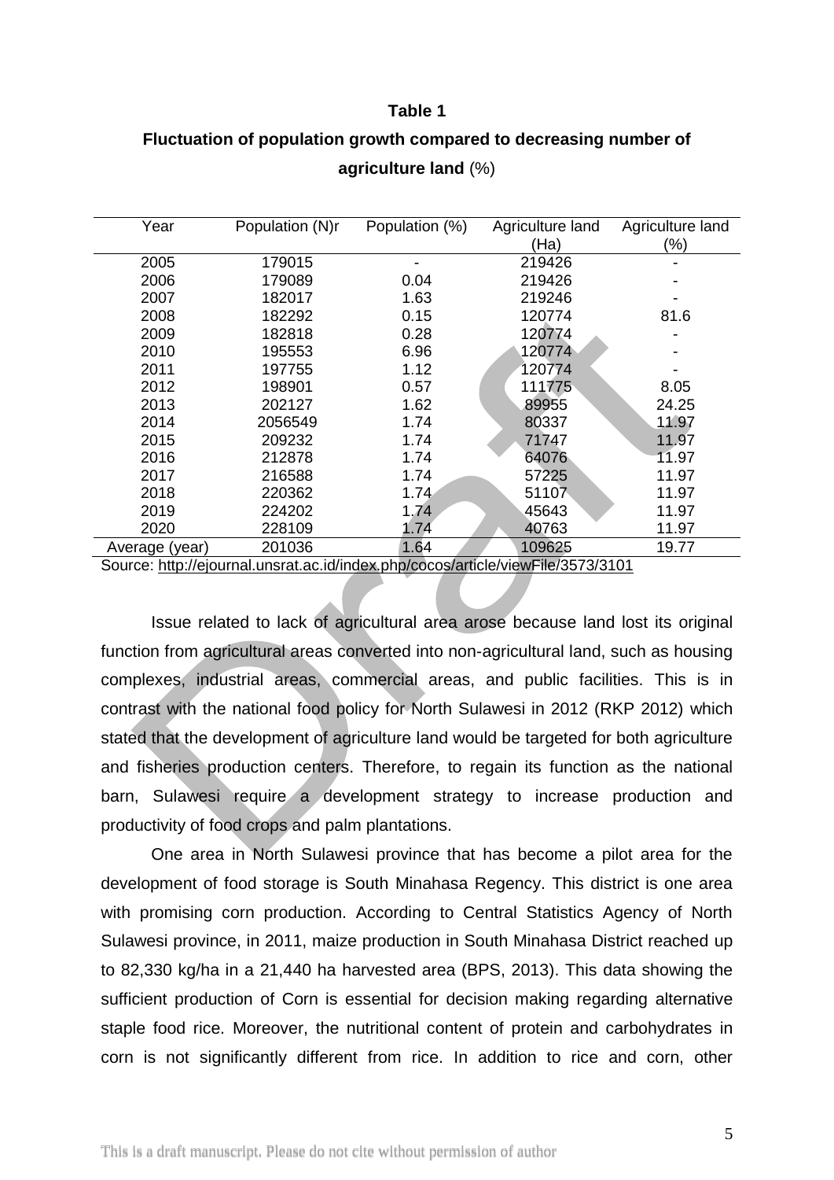**Table 1**

**Fluctuation of population growth compared to decreasing number of agriculture land** (%)

| Year | Population (N)r | Population (%) | Agriculture land (Ha) | Agriculture land (%) |
|---|---|---|---|---|
| 2005 | 179015 | - | 219426 | - |
| 2006 | 179089 | 0.04 | 219426 | - |
| 2007 | 182017 | 1.63 | 219246 | - |
| 2008 | 182292 | 0.15 | 120774 | 81.6 |
| 2009 | 182818 | 0.28 | 120774 | - |
| 2010 | 195553 | 6.96 | 120774 | - |
| 2011 | 197755 | 1.12 | 120774 | - |
| 2012 | 198901 | 0.57 | 111775 | 8.05 |
| 2013 | 202127 | 1.62 | 89955 | 24.25 |
| 2014 | 2056549 | 1.74 | 80337 | 11.97 |
| 2015 | 209232 | 1.74 | 71747 | 11.97 |
| 2016 | 212878 | 1.74 | 64076 | 11.97 |
| 2017 | 216588 | 1.74 | 57225 | 11.97 |
| 2018 | 220362 | 1.74 | 51107 | 11.97 |
| 2019 | 224202 | 1.74 | 45643 | 11.97 |
| 2020 | 228109 | 1.74 | 40763 | 11.97 |
| Average (year) | 201036 | 1.64 | 109625 | 19.77 |

Source: http://ejournal.unsrat.ac.id/index.php/cocos/article/viewFile/3573/3101

Issue related to lack of agricultural area arose because land lost its original function from agricultural areas converted into non-agricultural land, such as housing complexes, industrial areas, commercial areas, and public facilities. This is in contrast with the national food policy for North Sulawesi in 2012 (RKP 2012) which stated that the development of agriculture land would be targeted for both agriculture and fisheries production centers. Therefore, to regain its function as the national barn, Sulawesi require a development strategy to increase production and productivity of food crops and palm plantations.

One area in North Sulawesi province that has become a pilot area for the development of food storage is South Minahasa Regency. This district is one area with promising corn production. According to Central Statistics Agency of North Sulawesi province, in 2011, maize production in South Minahasa District reached up to 82,330 kg/ha in a 21,440 ha harvested area (BPS, 2013). This data showing the sufficient production of Corn is essential for decision making regarding alternative staple food rice. Moreover, the nutritional content of protein and carbohydrates in corn is not significantly different from rice. In addition to rice and corn, other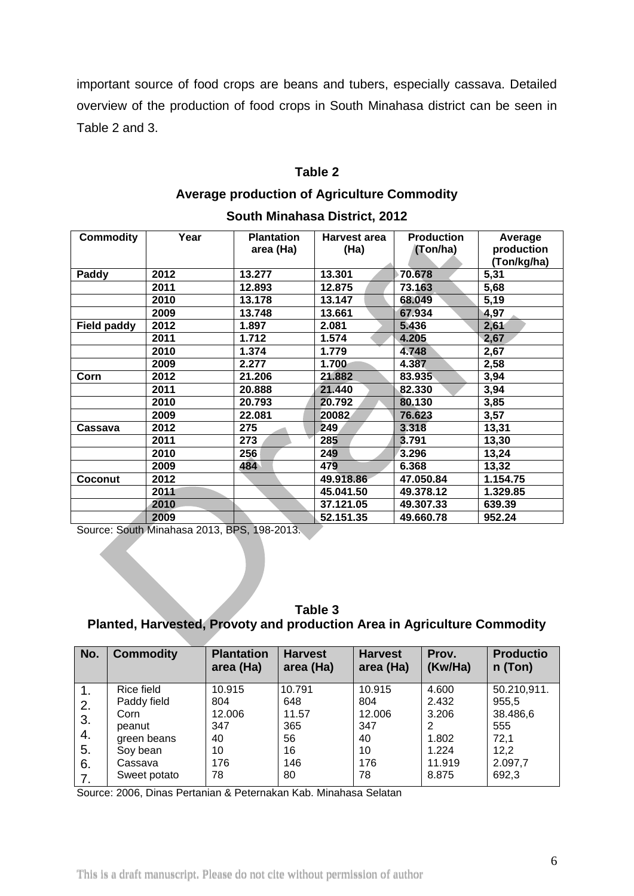important source of food crops are beans and tubers, especially cassava. Detailed overview of the production of food crops in South Minahasa district can be seen in Table 2 and 3.

**Table 2**

**Average production of Agriculture Commodity**

**South Minahasa District, 2012**

| Commodity | Year | Plantation area (Ha) | Harvest area (Ha) | Production (Ton/ha) | Average production (Ton/kg/ha) |
|---|---|---|---|---|---|
| **Paddy** | **2012** | **13.277** | **13.301** | **70.678** | **5,31** |
| | **2011** | **12.893** | **12.875** | **73.163** | **5,68** |
| | **2010** | **13.178** | **13.147** | **68.049** | **5,19** |
| | **2009** | **13.748** | **13.661** | **67.934** | **4,97** |
| **Field paddy** | **2012** | **1.897** | **2.081** | **5.436** | **2,61** |
| | **2011** | **1.712** | **1.574** | **4.205** | **2,67** |
| | **2010** | **1.374** | **1.779** | **4.748** | **2,67** |
| | **2009** | **2.277** | **1.700** | **4.387** | **2,58** |
| **Corn** | **2012** | **21.206** | **21.882** | **83.935** | **3,94** |
| | **2011** | **20.888** | **21.440** | **82.330** | **3,94** |
| | **2010** | **20.793** | **20.792** | **80.130** | **3,85** |
| | **2009** | **22.081** | **20082** | **76.623** | **3,57** |
| **Cassava** | **2012** | **275** | **249** | **3.318** | **13,31** |
| | **2011** | **273** | **285** | **3.791** | **13,30** |
| | **2010** | **256** | **249** | **3.296** | **13,24** |
| | **2009** | **484** | **479** | **6.368** | **13,32** |
| **Coconut** | **2012** | | **49.918.86** | **47.050.84** | **1.154.75** |
| | **2011** | | **45.041.50** | **49.378.12** | **1.329.85** |
| | **2010** | | **37.121.05** | **49.307.33** | **639.39** |
| | **2009** | | **52.151.35** | **49.660.78** | **952.24** |

Source: South Minahasa 2013, BPS, 198-2013.

**Table 3**
**Planted, Harvested, Provoty and production Area in Agriculture Commodity**

| No. | Commodity | Plantation area (Ha) | Harvest area (Ha) | Harvest area (Ha) | Prov. (Kw/Ha) | Production (Ton) |
|---|---|---|---|---|---|---|
| 1. | Rice field | 10.915 | 10.791 | 10.915 | 4.600 | 50.210,911. |
| 2. | Paddy field | 804 | 648 | 804 | 2.432 | 955,5 |
| 3. | Corn | 12.006 | 11.57 | 12.006 | 3.206 | 38.486,6 |
| 4. | peanut | 347 | 365 | 347 | 2 | 555 |
| 5. | green beans | 40 | 56 | 40 | 1.802 | 72,1 |
| 6. | Soy bean | 10 | 16 | 10 | 1.224 | 12,2 |
| 7. | Cassava | 176 | 146 | 176 | 11.919 | 2.097,7 |
| | Sweet potato | 78 | 80 | 78 | 8.875 | 692,3 |

Source: 2006, Dinas Pertanian & Peternakan Kab. Minahasa Selatan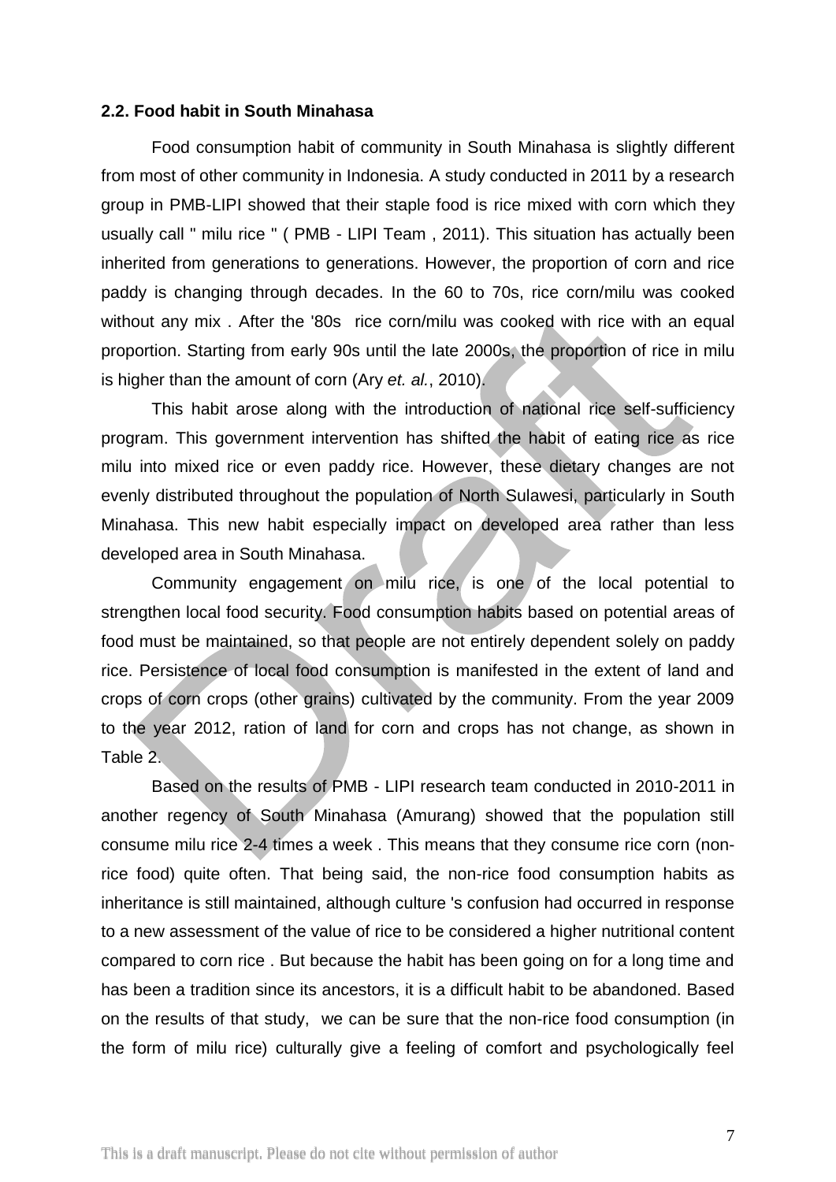**2.2. Food habit in South Minahasa**

Food consumption habit of community in South Minahasa is slightly different from most of other community in Indonesia. A study conducted in 2011 by a research group in PMB-LIPI showed that their staple food is rice mixed with corn which they usually call " milu rice " ( PMB - LIPI Team , 2011). This situation has actually been inherited from generations to generations. However, the proportion of corn and rice paddy is changing through decades. In the 60 to 70s, rice corn/milu was cooked without any mix . After the '80s rice corn/milu was cooked with rice with an equal proportion. Starting from early 90s until the late 2000s, the proportion of rice in milu is higher than the amount of corn (Ary *et. al.*, 2010).

This habit arose along with the introduction of national rice self-sufficiency program. This government intervention has shifted the habit of eating rice as rice milu into mixed rice or even paddy rice. However, these dietary changes are not evenly distributed throughout the population of North Sulawesi, particularly in South Minahasa. This new habit especially impact on developed area rather than less developed area in South Minahasa.

Community engagement on milu rice, is one of the local potential to strengthen local food security. Food consumption habits based on potential areas of food must be maintained, so that people are not entirely dependent solely on paddy rice. Persistence of local food consumption is manifested in the extent of land and crops of corn crops (other grains) cultivated by the community. From the year 2009 to the year 2012, ration of land for corn and crops has not change, as shown in Table 2.

Based on the results of PMB - LIPI research team conducted in 2010-2011 in another regency of South Minahasa (Amurang) showed that the population still consume milu rice 2-4 times a week . This means that they consume rice corn (non-rice food) quite often. That being said, the non-rice food consumption habits as inheritance is still maintained, although culture 's confusion had occurred in response to a new assessment of the value of rice to be considered a higher nutritional content compared to corn rice . But because the habit has been going on for a long time and has been a tradition since its ancestors, it is a difficult habit to be abandoned. Based on the results of that study, we can be sure that the non-rice food consumption (in the form of milu rice) culturally give a feeling of comfort and psychologically feel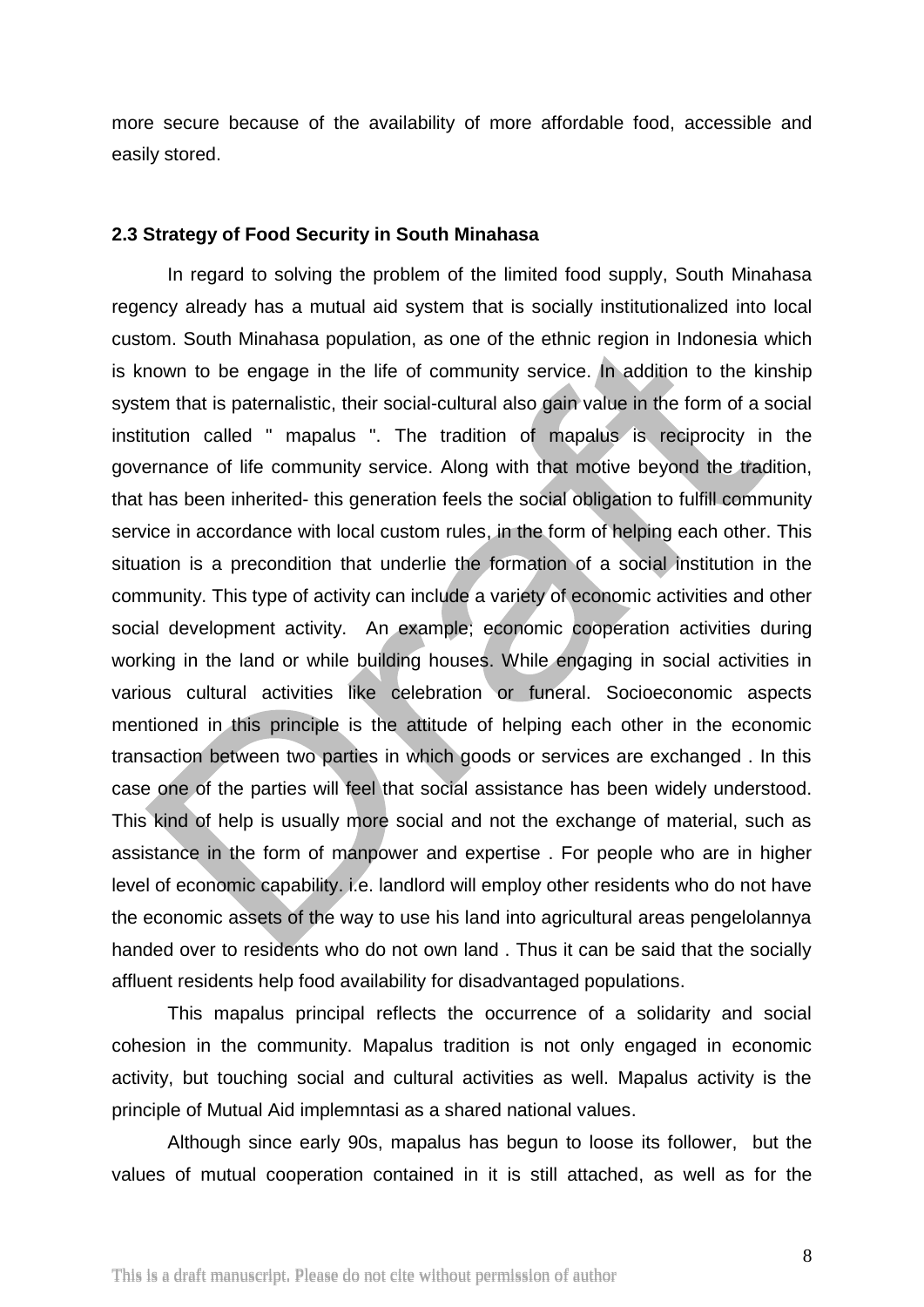more secure because of the availability of more affordable food, accessible and easily stored.

### 2.3 Strategy of Food Security in South Minahasa

In regard to solving the problem of the limited food supply, South Minahasa regency already has a mutual aid system that is socially institutionalized into local custom. South Minahasa population, as one of the ethnic region in Indonesia which is known to be engage in the life of community service. In addition to the kinship system that is paternalistic, their social-cultural also gain value in the form of a social institution called " mapalus ". The tradition of mapalus is reciprocity in the governance of life community service. Along with that motive beyond the tradition, that has been inherited- this generation feels the social obligation to fulfill community service in accordance with local custom rules, in the form of helping each other. This situation is a precondition that underlie the formation of a social institution in the community. This type of activity can include a variety of economic activities and other social development activity. An example; economic cooperation activities during working in the land or while building houses. While engaging in social activities in various cultural activities like celebration or funeral. Socioeconomic aspects mentioned in this principle is the attitude of helping each other in the economic transaction between two parties in which goods or services are exchanged . In this case one of the parties will feel that social assistance has been widely understood. This kind of help is usually more social and not the exchange of material, such as assistance in the form of manpower and expertise . For people who are in higher level of economic capability. i.e. landlord will employ other residents who do not have the economic assets of the way to use his land into agricultural areas pengelolannya handed over to residents who do not own land . Thus it can be said that the socially affluent residents help food availability for disadvantaged populations.

This mapalus principal reflects the occurrence of a solidarity and social cohesion in the community. Mapalus tradition is not only engaged in economic activity, but touching social and cultural activities as well. Mapalus activity is the principle of Mutual Aid implemntasi as a shared national values.

Although since early 90s, mapalus has begun to loose its follower, but the values of mutual cooperation contained in it is still attached, as well as for the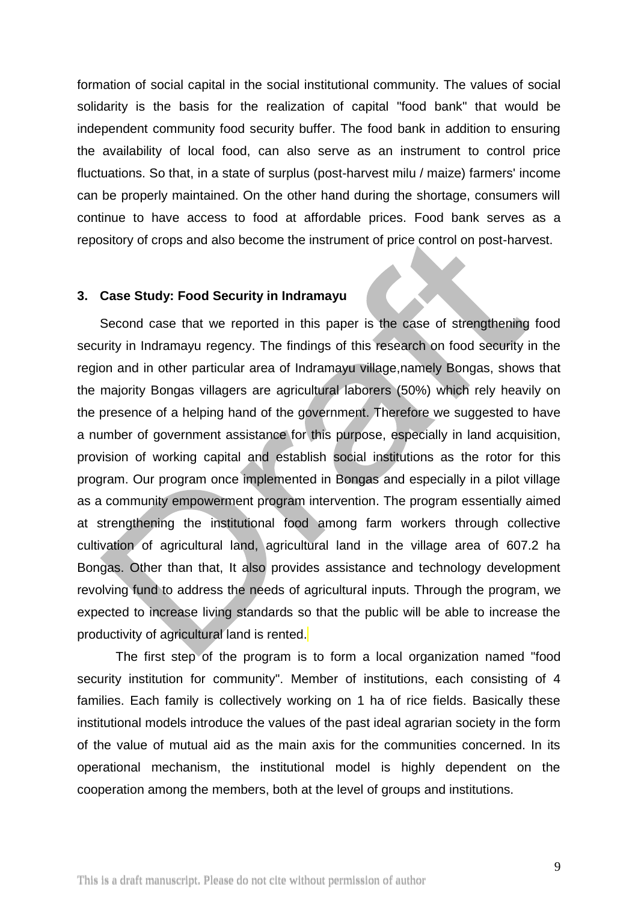formation of social capital in the social institutional community. The values of social solidarity is the basis for the realization of capital "food bank" that would be independent community food security buffer. The food bank in addition to ensuring the availability of local food, can also serve as an instrument to control price fluctuations. So that, in a state of surplus (post-harvest milu / maize) farmers' income can be properly maintained. On the other hand during the shortage, consumers will continue to have access to food at affordable prices. Food bank serves as a repository of crops and also become the instrument of price control on post-harvest.

## 3. Case Study: Food Security in Indramayu

Second case that we reported in this paper is the case of strengthening food security in Indramayu regency. The findings of this research on food security in the region and in other particular area of Indramayu village,namely Bongas, shows that the majority Bongas villagers are agricultural laborers (50%) which rely heavily on the presence of a helping hand of the government. Therefore we suggested to have a number of government assistance for this purpose, especially in land acquisition, provision of working capital and establish social institutions as the rotor for this program. Our program once implemented in Bongas and especially in a pilot village as a community empowerment program intervention. The program essentially aimed at strengthening the institutional food among farm workers through collective cultivation of agricultural land, agricultural land in the village area of 607.2 ha Bongas. Other than that, It also provides assistance and technology development revolving fund to address the needs of agricultural inputs. Through the program, we expected to increase living standards so that the public will be able to increase the productivity of agricultural land is rented.

The first step of the program is to form a local organization named "food security institution for community". Member of institutions, each consisting of 4 families. Each family is collectively working on 1 ha of rice fields. Basically these institutional models introduce the values of the past ideal agrarian society in the form of the value of mutual aid as the main axis for the communities concerned. In its operational mechanism, the institutional model is highly dependent on the cooperation among the members, both at the level of groups and institutions.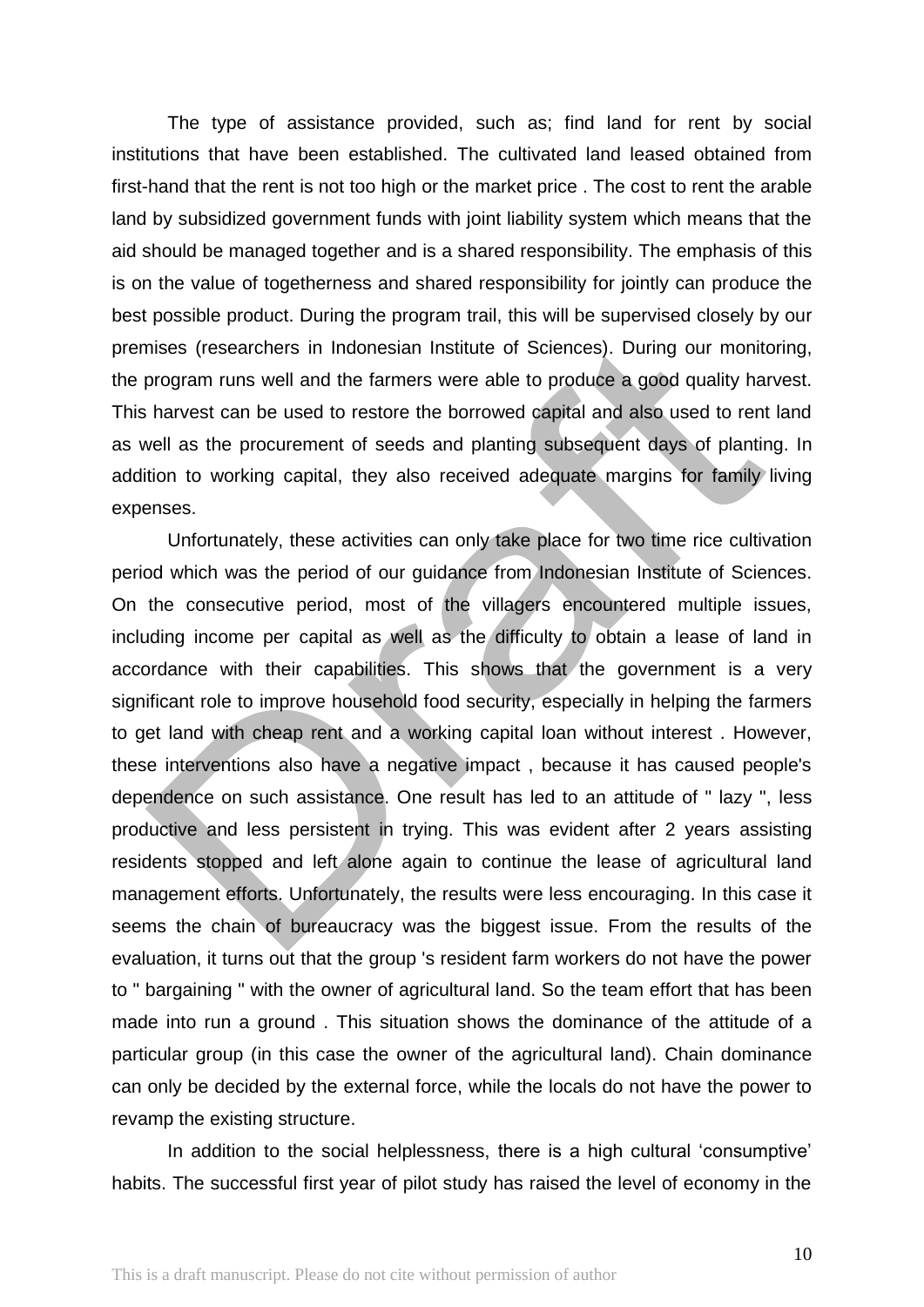The type of assistance provided, such as; find land for rent by social institutions that have been established. The cultivated land leased obtained from first-hand that the rent is not too high or the market price . The cost to rent the arable land by subsidized government funds with joint liability system which means that the aid should be managed together and is a shared responsibility. The emphasis of this is on the value of togetherness and shared responsibility for jointly can produce the best possible product. During the program trail, this will be supervised closely by our premises (researchers in Indonesian Institute of Sciences). During our monitoring, the program runs well and the farmers were able to produce a good quality harvest. This harvest can be used to restore the borrowed capital and also used to rent land as well as the procurement of seeds and planting subsequent days of planting. In addition to working capital, they also received adequate margins for family living expenses.

Unfortunately, these activities can only take place for two time rice cultivation period which was the period of our guidance from Indonesian Institute of Sciences. On the consecutive period, most of the villagers encountered multiple issues, including income per capital as well as the difficulty to obtain a lease of land in accordance with their capabilities. This shows that the government is a very significant role to improve household food security, especially in helping the farmers to get land with cheap rent and a working capital loan without interest . However, these interventions also have a negative impact , because it has caused people's dependence on such assistance. One result has led to an attitude of " lazy ", less productive and less persistent in trying. This was evident after 2 years assisting residents stopped and left alone again to continue the lease of agricultural land management efforts. Unfortunately, the results were less encouraging. In this case it seems the chain of bureaucracy was the biggest issue. From the results of the evaluation, it turns out that the group 's resident farm workers do not have the power to " bargaining " with the owner of agricultural land. So the team effort that has been made into run a ground . This situation shows the dominance of the attitude of a particular group (in this case the owner of the agricultural land). Chain dominance can only be decided by the external force, while the locals do not have the power to revamp the existing structure.

In addition to the social helplessness, there is a high cultural 'consumptive' habits. The successful first year of pilot study has raised the level of economy in the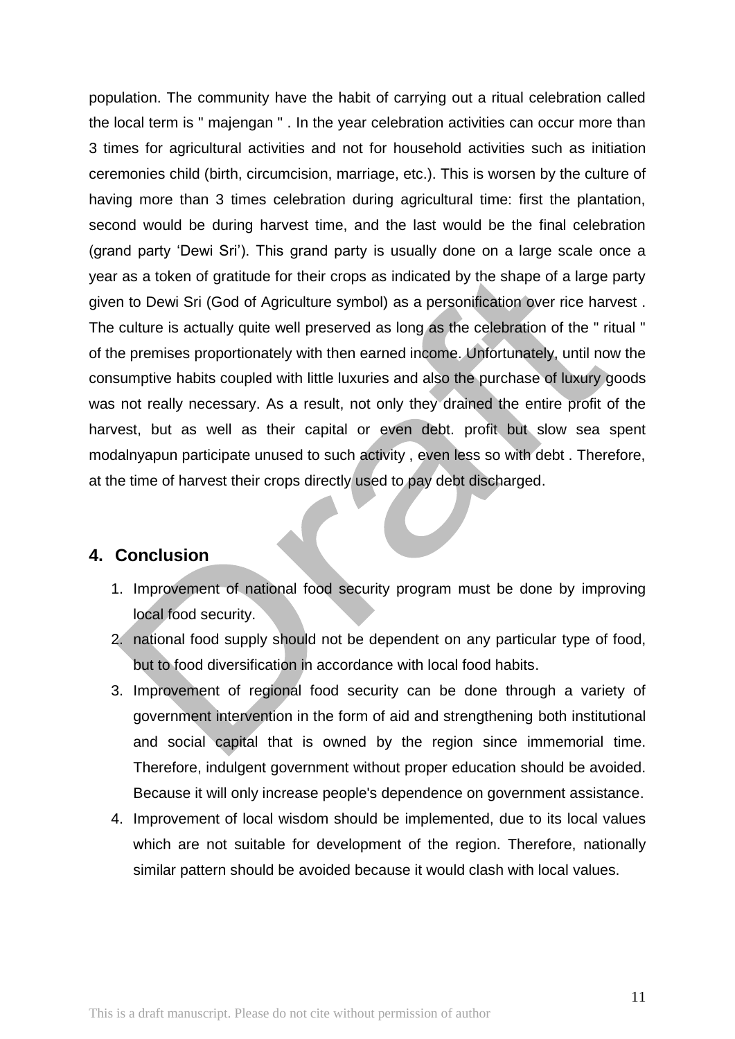population. The community have the habit of carrying out a ritual celebration called the local term is " majengan " . In the year celebration activities can occur more than 3 times for agricultural activities and not for household activities such as initiation ceremonies child (birth, circumcision, marriage, etc.). This is worsen by the culture of having more than 3 times celebration during agricultural time: first the plantation, second would be during harvest time, and the last would be the final celebration (grand party 'Dewi Sri'). This grand party is usually done on a large scale once a year as a token of gratitude for their crops as indicated by the shape of a large party given to Dewi Sri (God of Agriculture symbol) as a personification over rice harvest . The culture is actually quite well preserved as long as the celebration of the " ritual " of the premises proportionately with then earned income. Unfortunately, until now the consumptive habits coupled with little luxuries and also the purchase of luxury goods was not really necessary. As a result, not only they drained the entire profit of the harvest, but as well as their capital or even debt. profit but slow sea spent modalnyapun participate unused to such activity , even less so with debt . Therefore, at the time of harvest their crops directly used to pay debt discharged.

## 4. Conclusion

1. Improvement of national food security program must be done by improving local food security.
2. national food supply should not be dependent on any particular type of food, but to food diversification in accordance with local food habits.
3. Improvement of regional food security can be done through a variety of government intervention in the form of aid and strengthening both institutional and social capital that is owned by the region since immemorial time. Therefore, indulgent government without proper education should be avoided. Because it will only increase people's dependence on government assistance.
4. Improvement of local wisdom should be implemented, due to its local values which are not suitable for development of the region. Therefore, nationally similar pattern should be avoided because it would clash with local values.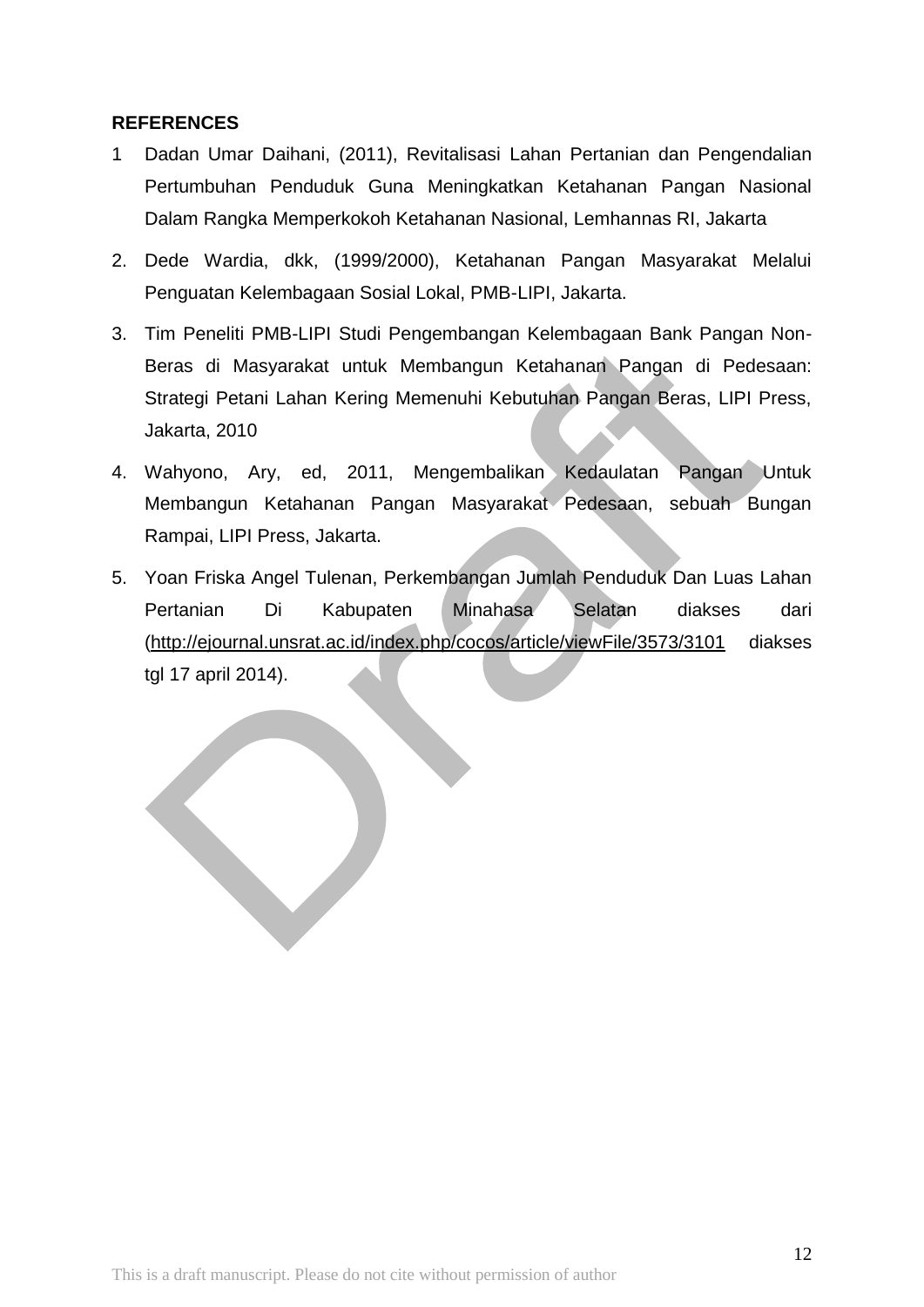**REFERENCES**

1. Dadan Umar Daihani, (2011), Revitalisasi Lahan Pertanian dan Pengendalian Pertumbuhan Penduduk Guna Meningkatkan Ketahanan Pangan Nasional Dalam Rangka Memperkokoh Ketahanan Nasional, Lemhannas RI, Jakarta
2. Dede Wardia, dkk, (1999/2000), Ketahanan Pangan Masyarakat Melalui Penguatan Kelembagaan Sosial Lokal, PMB-LIPI, Jakarta.
3. Tim Peneliti PMB-LIPI Studi Pengembangan Kelembagaan Bank Pangan Non-Beras di Masyarakat untuk Membangun Ketahanan Pangan di Pedesaan: Strategi Petani Lahan Kering Memenuhi Kebutuhan Pangan Beras, LIPI Press, Jakarta, 2010
4. Wahyono, Ary, ed, 2011, Mengembalikan Kedaulatan Pangan Untuk Membangun Ketahanan Pangan Masyarakat Pedesaan, sebuah Bungan Rampai, LIPI Press, Jakarta.
5. Yoan Friska Angel Tulenan, Perkembangan Jumlah Penduduk Dan Luas Lahan Pertanian Di Kabupaten Minahasa Selatan diakses dari (http://ejournal.unsrat.ac.id/index.php/cocos/article/viewFile/3573/3101 diakses tgl 17 april 2014).

This is a draft manuscript. Please do not cite without permission of author